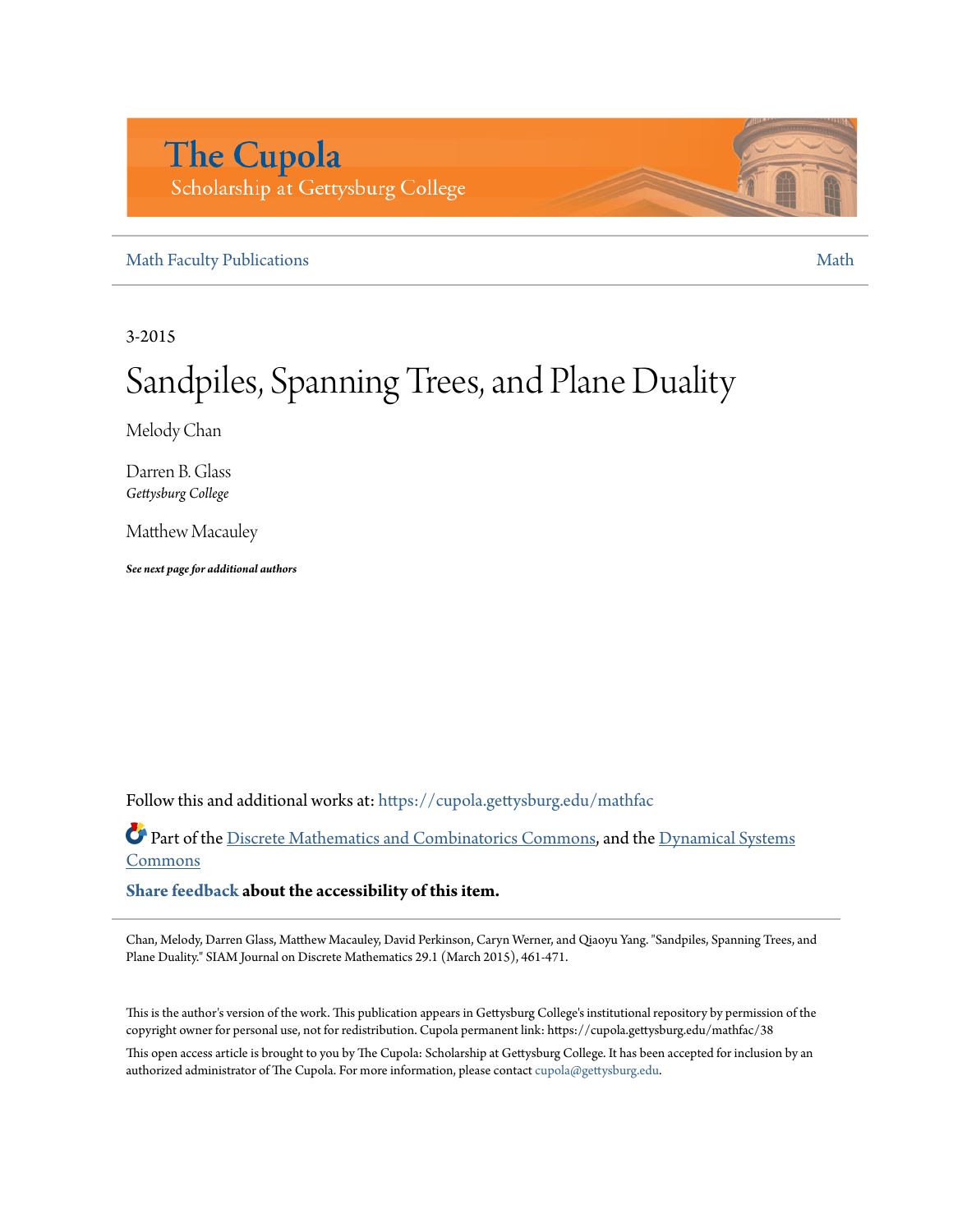The Cupola
Scholarship at Gettysburg College

Math Faculty Publications | Math

3-2015

# Sandpiles, Spanning Trees, and Plane Duality

Melody Chan

Darren B. Glass
*Gettysburg College*

Matthew Macauley

***See next page for additional authors***

Follow this and additional works at: https://cupola.gettysburg.edu/mathfac

Part of the Discrete Mathematics and Combinatorics Commons, and the Dynamical Systems Commons

**Share feedback about the accessibility of this item.**

Chan, Melody, Darren Glass, Matthew Macauley, David Perkinson, Caryn Werner, and Qiaoyu Yang. "Sandpiles, Spanning Trees, and Plane Duality." SIAM Journal on Discrete Mathematics 29.1 (March 2015), 461-471.

This is the author's version of the work. This publication appears in Gettysburg College's institutional repository by permission of the copyright owner for personal use, not for redistribution. Cupola permanent link: https://cupola.gettysburg.edu/mathfac/38

This open access article is brought to you by The Cupola: Scholarship at Gettysburg College. It has been accepted for inclusion by an authorized administrator of The Cupola. For more information, please contact cupola@gettysburg.edu.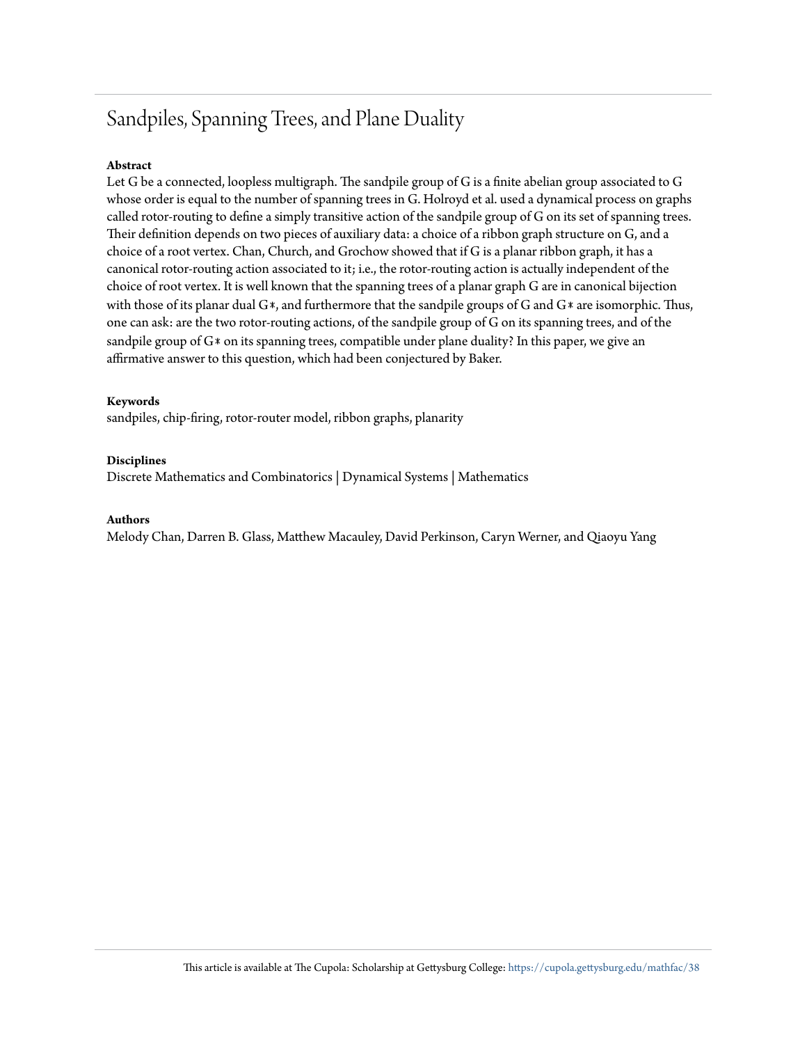## Sandpiles, Spanning Trees, and Plane Duality

### Abstract

Let G be a connected, loopless multigraph. The sandpile group of G is a finite abelian group associated to G whose order is equal to the number of spanning trees in G. Holroyd et al. used a dynamical process on graphs called rotor-routing to define a simply transitive action of the sandpile group of G on its set of spanning trees. Their definition depends on two pieces of auxiliary data: a choice of a ribbon graph structure on G, and a choice of a root vertex. Chan, Church, and Grochow showed that if G is a planar ribbon graph, it has a canonical rotor-routing action associated to it; i.e., the rotor-routing action is actually independent of the choice of root vertex. It is well known that the spanning trees of a planar graph G are in canonical bijection with those of its planar dual G*, and furthermore that the sandpile groups of G and G* are isomorphic. Thus, one can ask: are the two rotor-routing actions, of the sandpile group of G on its spanning trees, and of the sandpile group of G* on its spanning trees, compatible under plane duality? In this paper, we give an affirmative answer to this question, which had been conjectured by Baker.

### Keywords

sandpiles, chip-firing, rotor-router model, ribbon graphs, planarity

### Disciplines

Discrete Mathematics and Combinatorics | Dynamical Systems | Mathematics

### Authors

Melody Chan, Darren B. Glass, Matthew Macauley, David Perkinson, Caryn Werner, and Qiaoyu Yang

This article is available at The Cupola: Scholarship at Gettysburg College: https://cupola.gettysburg.edu/mathfac/38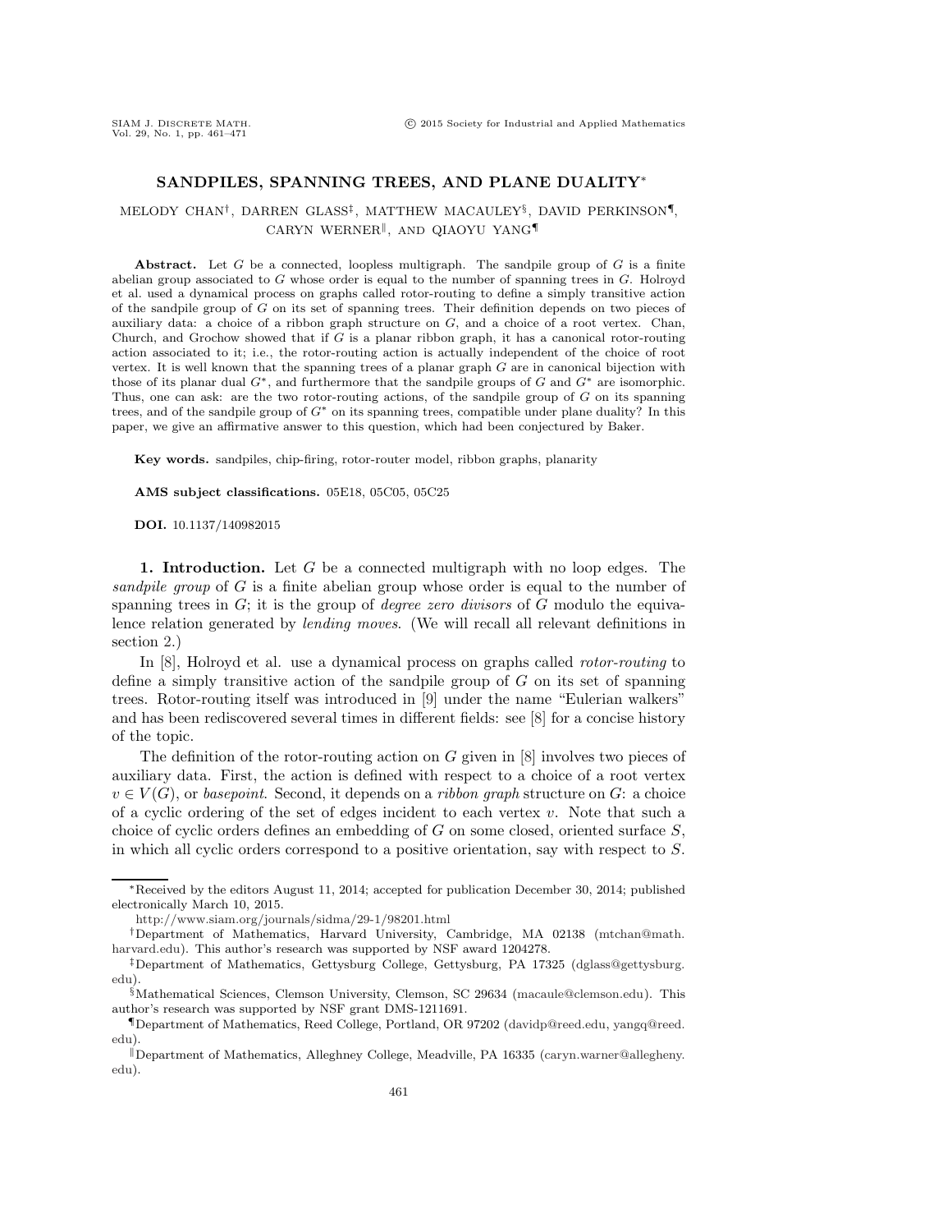# SANDPILES, SPANNING TREES, AND PLANE DUALITY*

MELODY CHAN†, DARREN GLASS‡, MATTHEW MACAULEY§, DAVID PERKINSON¶, CARYN WERNER‖, AND QIAOYU YANG¶

**Abstract.** Let $G$ be a connected, loopless multigraph. The sandpile group of $G$ is a finite abelian group associated to $G$ whose order is equal to the number of spanning trees in $G$. Holroyd et al. used a dynamical process on graphs called rotor-routing to define a simply transitive action of the sandpile group of $G$ on its set of spanning trees. Their definition depends on two pieces of auxiliary data: a choice of a ribbon graph structure on $G$, and a choice of a root vertex. Chan, Church, and Grochow showed that if $G$ is a planar ribbon graph, it has a canonical rotor-routing action associated to it; i.e., the rotor-routing action is actually independent of the choice of root vertex. It is well known that the spanning trees of a planar graph $G$ are in canonical bijection with those of its planar dual $G^*$, and furthermore that the sandpile groups of $G$ and $G^*$ are isomorphic. Thus, one can ask: are the two rotor-routing actions, of the sandpile group of $G$ on its spanning trees, and of the sandpile group of $G^*$ on its spanning trees, compatible under plane duality? In this paper, we give an affirmative answer to this question, which had been conjectured by Baker.

**Key words.** sandpiles, chip-firing, rotor-router model, ribbon graphs, planarity

**AMS subject classifications.** 05E18, 05C05, 05C25

**DOI.** 10.1137/140982015

## 1. Introduction.

Let $G$ be a connected multigraph with no loop edges. The *sandpile group* of $G$ is a finite abelian group whose order is equal to the number of spanning trees in $G$; it is the group of *degree zero divisors* of $G$ modulo the equivalence relation generated by *lending moves*. (We will recall all relevant definitions in section 2.)

In [8], Holroyd et al. use a dynamical process on graphs called *rotor-routing* to define a simply transitive action of the sandpile group of $G$ on its set of spanning trees. Rotor-routing itself was introduced in [9] under the name "Eulerian walkers" and has been rediscovered several times in different fields: see [8] for a concise history of the topic.

The definition of the rotor-routing action on $G$ given in [8] involves two pieces of auxiliary data. First, the action is defined with respect to a choice of a root vertex $v \in V(G)$, or *basepoint*. Second, it depends on a *ribbon graph* structure on $G$: a choice of a cyclic ordering of the set of edges incident to each vertex $v$. Note that such a choice of cyclic orders defines an embedding of $G$ on some closed, oriented surface $S$, in which all cyclic orders correspond to a positive orientation, say with respect to $S$.

---

*Received by the editors August 11, 2014; accepted for publication December 30, 2014; published electronically March 10, 2015.

http://www.siam.org/journals/sidma/29-1/98201.html

†Department of Mathematics, Harvard University, Cambridge, MA 02138 (mtchan@math.harvard.edu). This author's research was supported by NSF award 1204278.

‡Department of Mathematics, Gettysburg College, Gettysburg, PA 17325 (dglass@gettysburg.edu).

§Mathematical Sciences, Clemson University, Clemson, SC 29634 (macaule@clemson.edu). This author's research was supported by NSF grant DMS-1211691.

¶Department of Mathematics, Reed College, Portland, OR 97202 (davidp@reed.edu, yangq@reed.edu).

‖Department of Mathematics, Alleghney College, Meadville, PA 16335 (caryn.warner@allegheny.edu).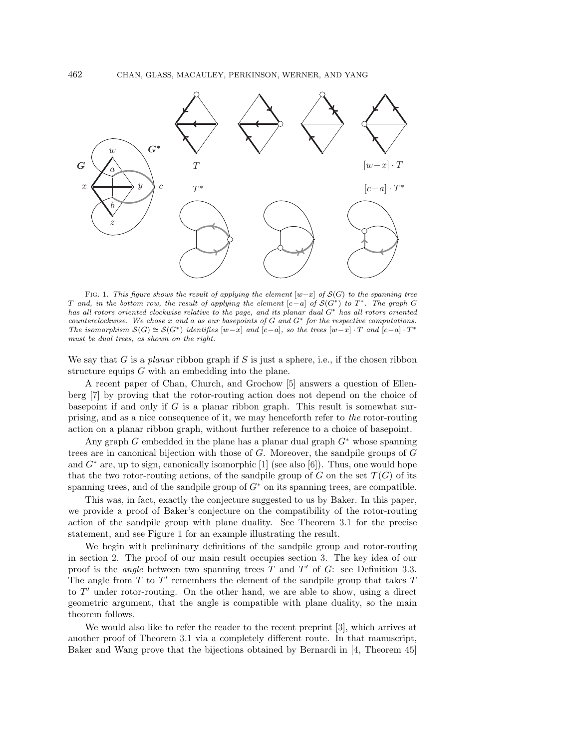FIG. 1. *This figure shows the result of applying the element $[w-x]$ of $\mathcal{S}(G)$ to the spanning tree $T$ and, in the bottom row, the result of applying the element $[c-a]$ of $\mathcal{S}(G^*)$ to $T^*$. The graph $G$ has all rotors oriented clockwise relative to the page, and its planar dual $G^*$ has all rotors oriented counterclockwise. We chose $x$ and $a$ as our basepoints of $G$ and $G^*$ for the respective computations. The isomorphism $\mathcal{S}(G) \cong \mathcal{S}(G^*)$ identifies $[w-x]$ and $[c-a]$, so the trees $[w-x] \cdot T$ and $[c-a] \cdot T^*$ must be dual trees, as shown on the right.*

We say that $G$ is a *planar* ribbon graph if $S$ is just a sphere, i.e., if the chosen ribbon structure equips $G$ with an embedding into the plane.

A recent paper of Chan, Church, and Grochow [5] answers a question of Ellenberg [7] by proving that the rotor-routing action does not depend on the choice of basepoint if and only if $G$ is a planar ribbon graph. This result is somewhat surprising, and as a nice consequence of it, we may henceforth refer to *the* rotor-routing action on a planar ribbon graph, without further reference to a choice of basepoint.

Any graph $G$ embedded in the plane has a planar dual graph $G^*$ whose spanning trees are in canonical bijection with those of $G$. Moreover, the sandpile groups of $G$ and $G^*$ are, up to sign, canonically isomorphic [1] (see also [6]). Thus, one would hope that the two rotor-routing actions, of the sandpile group of $G$ on the set $\mathcal{T}(G)$ of its spanning trees, and of the sandpile group of $G^*$ on its spanning trees, are compatible.

This was, in fact, exactly the conjecture suggested to us by Baker. In this paper, we provide a proof of Baker's conjecture on the compatibility of the rotor-routing action of the sandpile group with plane duality. See Theorem 3.1 for the precise statement, and see Figure 1 for an example illustrating the result.

We begin with preliminary definitions of the sandpile group and rotor-routing in section 2. The proof of our main result occupies section 3. The key idea of our proof is the *angle* between two spanning trees $T$ and $T'$ of $G$: see Definition 3.3. The angle from $T$ to $T'$ remembers the element of the sandpile group that takes $T$ to $T'$ under rotor-routing. On the other hand, we are able to show, using a direct geometric argument, that the angle is compatible with plane duality, so the main theorem follows.

We would also like to refer the reader to the recent preprint [3], which arrives at another proof of Theorem 3.1 via a completely different route. In that manuscript, Baker and Wang prove that the bijections obtained by Bernardi in [4, Theorem 45]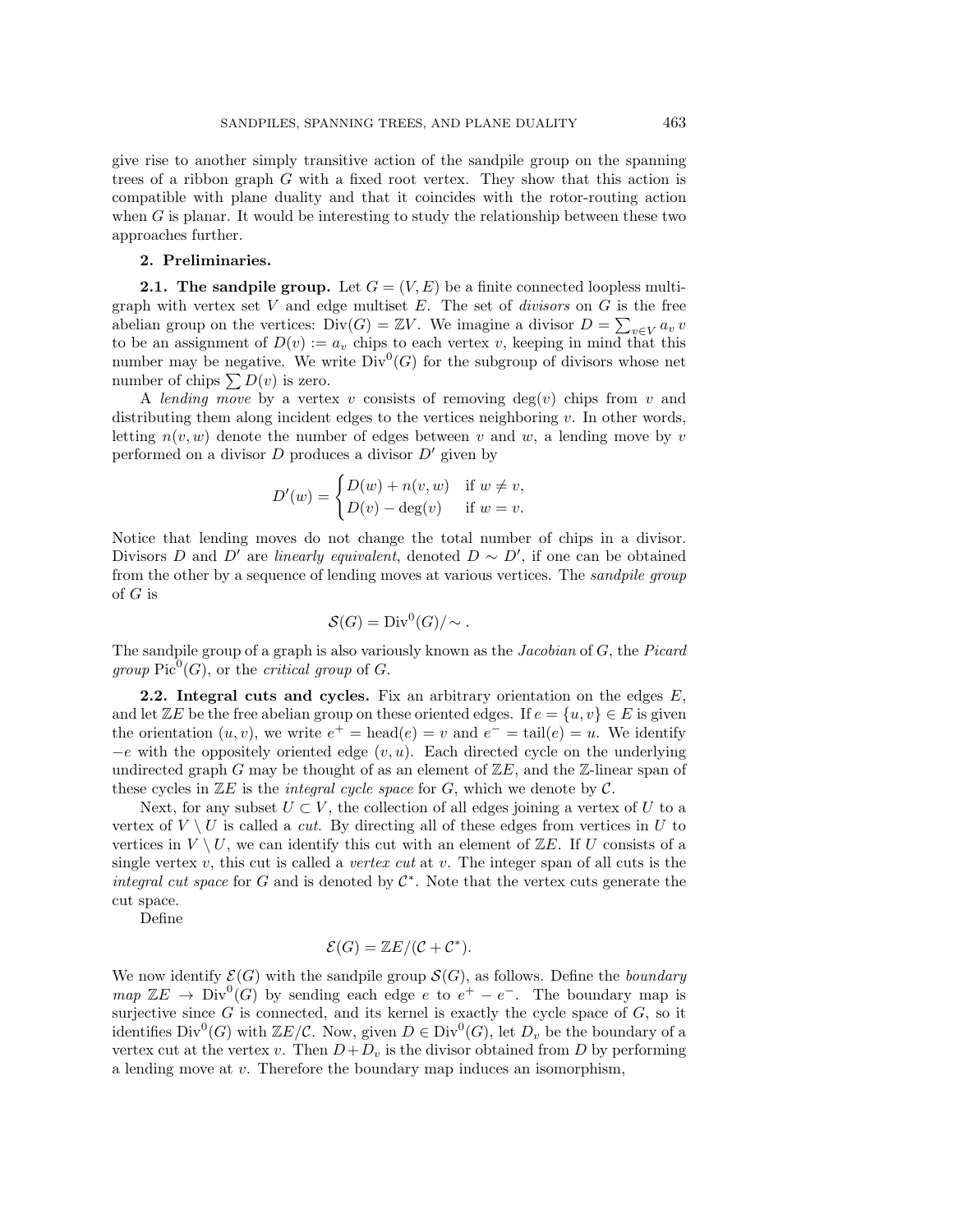give rise to another simply transitive action of the sandpile group on the spanning trees of a ribbon graph $G$ with a fixed root vertex. They show that this action is compatible with plane duality and that it coincides with the rotor-routing action when $G$ is planar. It would be interesting to study the relationship between these two approaches further.

## 2. Preliminaries.

**2.1. The sandpile group.** Let $G = (V, E)$ be a finite connected loopless multigraph with vertex set $V$ and edge multiset $E$. The set of *divisors* on $G$ is the free abelian group on the vertices: $\mathrm{Div}(G) = \mathbb{Z}V$. We imagine a divisor $D = \sum_{v \in V} a_v\, v$ to be an assignment of $D(v) := a_v$ chips to each vertex $v$, keeping in mind that this number may be negative. We write $\mathrm{Div}^0(G)$ for the subgroup of divisors whose net number of chips $\sum D(v)$ is zero.

A *lending move* by a vertex $v$ consists of removing $\deg(v)$ chips from $v$ and distributing them along incident edges to the vertices neighboring $v$. In other words, letting $n(v, w)$ denote the number of edges between $v$ and $w$, a lending move by $v$ performed on a divisor $D$ produces a divisor $D'$ given by

$$D'(w) = \begin{cases} D(w) + n(v, w) & \text{if } w \neq v, \\ D(v) - \deg(v) & \text{if } w = v. \end{cases}$$

Notice that lending moves do not change the total number of chips in a divisor. Divisors $D$ and $D'$ are *linearly equivalent*, denoted $D \sim D'$, if one can be obtained from the other by a sequence of lending moves at various vertices. The *sandpile group* of $G$ is

$$\mathcal{S}(G) = \mathrm{Div}^0(G)/\sim .$$

The sandpile group of a graph is also variously known as the *Jacobian* of $G$, the *Picard group* $\mathrm{Pic}^0(G)$, or the *critical group* of $G$.

**2.2. Integral cuts and cycles.** Fix an arbitrary orientation on the edges $E$, and let $\mathbb{Z}E$ be the free abelian group on these oriented edges. If $e = \{u, v\} \in E$ is given the orientation $(u, v)$, we write $e^+ = \mathrm{head}(e) = v$ and $e^- = \mathrm{tail}(e) = u$. We identify $-e$ with the oppositely oriented edge $(v, u)$. Each directed cycle on the underlying undirected graph $G$ may be thought of as an element of $\mathbb{Z}E$, and the $\mathbb{Z}$-linear span of these cycles in $\mathbb{Z}E$ is the *integral cycle space* for $G$, which we denote by $\mathcal{C}$.

Next, for any subset $U \subset V$, the collection of all edges joining a vertex of $U$ to a vertex of $V \setminus U$ is called a *cut*. By directing all of these edges from vertices in $U$ to vertices in $V \setminus U$, we can identify this cut with an element of $\mathbb{Z}E$. If $U$ consists of a single vertex $v$, this cut is called a *vertex cut* at $v$. The integer span of all cuts is the *integral cut space* for $G$ and is denoted by $\mathcal{C}^*$. Note that the vertex cuts generate the cut space.

Define

$$\mathcal{E}(G) = \mathbb{Z}E/(\mathcal{C} + \mathcal{C}^*).$$

We now identify $\mathcal{E}(G)$ with the sandpile group $\mathcal{S}(G)$, as follows. Define the *boundary map* $\mathbb{Z}E \to \mathrm{Div}^0(G)$ by sending each edge $e$ to $e^+ - e^-$. The boundary map is surjective since $G$ is connected, and its kernel is exactly the cycle space of $G$, so it identifies $\mathrm{Div}^0(G)$ with $\mathbb{Z}E/\mathcal{C}$. Now, given $D \in \mathrm{Div}^0(G)$, let $D_v$ be the boundary of a vertex cut at the vertex $v$. Then $D + D_v$ is the divisor obtained from $D$ by performing a lending move at $v$. Therefore the boundary map induces an isomorphism,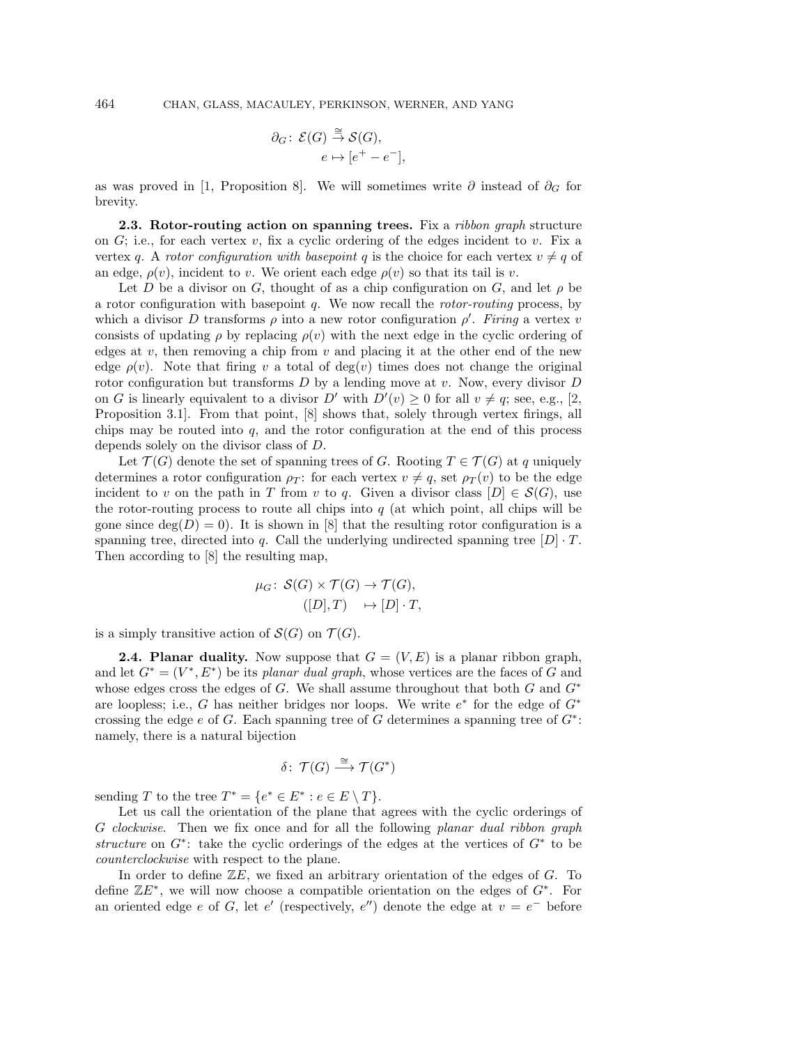$$\partial_G \colon \mathcal{E}(G) \xrightarrow{\cong} \mathcal{S}(G),$$
$$e \mapsto [e^+ - e^-],$$

as was proved in [1, Proposition 8]. We will sometimes write $\partial$ instead of $\partial_G$ for brevity.

**2.3. Rotor-routing action on spanning trees.** Fix a *ribbon graph* structure on $G$; i.e., for each vertex $v$, fix a cyclic ordering of the edges incident to $v$. Fix a vertex $q$. A *rotor configuration with basepoint* $q$ is the choice for each vertex $v \neq q$ of an edge, $\rho(v)$, incident to $v$. We orient each edge $\rho(v)$ so that its tail is $v$.

Let $D$ be a divisor on $G$, thought of as a chip configuration on $G$, and let $\rho$ be a rotor configuration with basepoint $q$. We now recall the *rotor-routing* process, by which a divisor $D$ transforms $\rho$ into a new rotor configuration $\rho'$. *Firing* a vertex $v$ consists of updating $\rho$ by replacing $\rho(v)$ with the next edge in the cyclic ordering of edges at $v$, then removing a chip from $v$ and placing it at the other end of the new edge $\rho(v)$. Note that firing $v$ a total of $\deg(v)$ times does not change the original rotor configuration but transforms $D$ by a lending move at $v$. Now, every divisor $D$ on $G$ is linearly equivalent to a divisor $D'$ with $D'(v) \geq 0$ for all $v \neq q$; see, e.g., [2, Proposition 3.1]. From that point, [8] shows that, solely through vertex firings, all chips may be routed into $q$, and the rotor configuration at the end of this process depends solely on the divisor class of $D$.

Let $\mathcal{T}(G)$ denote the set of spanning trees of $G$. Rooting $T \in \mathcal{T}(G)$ at $q$ uniquely determines a rotor configuration $\rho_T$: for each vertex $v \neq q$, set $\rho_T(v)$ to be the edge incident to $v$ on the path in $T$ from $v$ to $q$. Given a divisor class $[D] \in \mathcal{S}(G)$, use the rotor-routing process to route all chips into $q$ (at which point, all chips will be gone since $\deg(D) = 0$). It is shown in [8] that the resulting rotor configuration is a spanning tree, directed into $q$. Call the underlying undirected spanning tree $[D] \cdot T$. Then according to [8] the resulting map,

$$\mu_G \colon \mathcal{S}(G) \times \mathcal{T}(G) \to \mathcal{T}(G),$$
$$([D], T) \quad \mapsto [D] \cdot T,$$

is a simply transitive action of $\mathcal{S}(G)$ on $\mathcal{T}(G)$.

**2.4. Planar duality.** Now suppose that $G = (V, E)$ is a planar ribbon graph, and let $G^* = (V^*, E^*)$ be its *planar dual graph*, whose vertices are the faces of $G$ and whose edges cross the edges of $G$. We shall assume throughout that both $G$ and $G^*$ are loopless; i.e., $G$ has neither bridges nor loops. We write $e^*$ for the edge of $G^*$ crossing the edge $e$ of $G$. Each spanning tree of $G$ determines a spanning tree of $G^*$: namely, there is a natural bijection

$$\delta \colon \mathcal{T}(G) \xrightarrow{\cong} \mathcal{T}(G^*)$$

sending $T$ to the tree $T^* = \{e^* \in E^* : e \in E \setminus T\}$.

Let us call the orientation of the plane that agrees with the cyclic orderings of $G$ *clockwise*. Then we fix once and for all the following *planar dual ribbon graph structure* on $G^*$: take the cyclic orderings of the edges at the vertices of $G^*$ to be *counterclockwise* with respect to the plane.

In order to define $\mathbb{Z}E$, we fixed an arbitrary orientation of the edges of $G$. To define $\mathbb{Z}E^*$, we will now choose a compatible orientation on the edges of $G^*$. For an oriented edge $e$ of $G$, let $e'$ (respectively, $e''$) denote the edge at $v = e^-$ before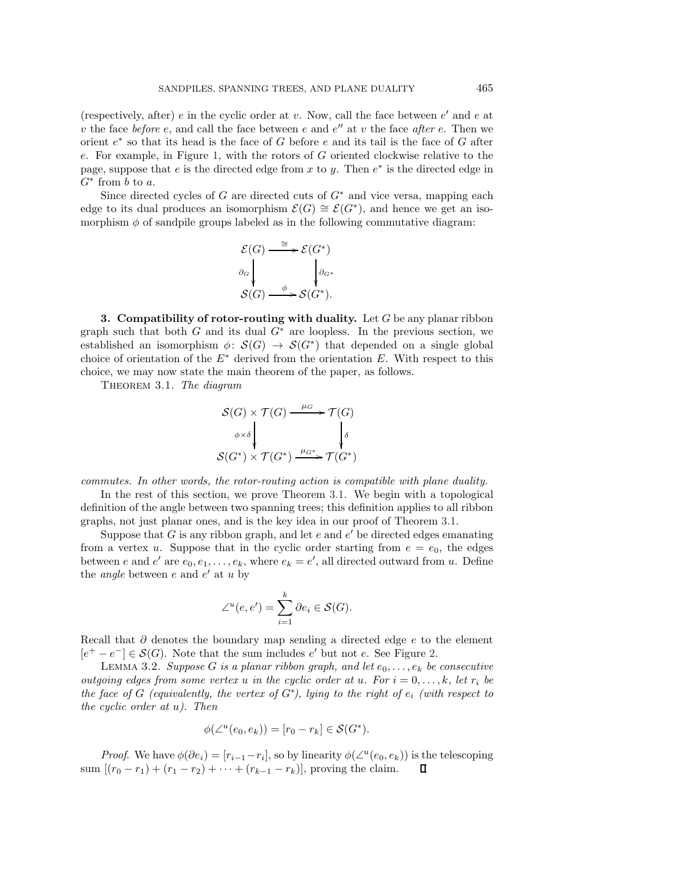(respectively, after) $e$ in the cyclic order at $v$. Now, call the face between $e'$ and $e$ at $v$ the face *before* $e$, and call the face between $e$ and $e''$ at $v$ the face *after* $e$. Then we orient $e^*$ so that its head is the face of $G$ before $e$ and its tail is the face of $G$ after $e$. For example, in Figure 1, with the rotors of $G$ oriented clockwise relative to the page, suppose that $e$ is the directed edge from $x$ to $y$. Then $e^*$ is the directed edge in $G^*$ from $b$ to $a$.

Since directed cycles of $G$ are directed cuts of $G^*$ and vice versa, mapping each edge to its dual produces an isomorphism $\mathcal{E}(G) \cong \mathcal{E}(G^*)$, and hence we get an isomorphism $\phi$ of sandpile groups labeled as in the following commutative diagram:

$$\begin{array}{ccc} \mathcal{E}(G) & \xrightarrow{\cong} & \mathcal{E}(G^*) \\ \downarrow{\scriptstyle \partial_G} & & \downarrow{\scriptstyle \partial_{G^*}} \\ \mathcal{S}(G) & \xrightarrow{\phi} & \mathcal{S}(G^*). \end{array}$$

**3. Compatibility of rotor-routing with duality.** Let $G$ be any planar ribbon graph such that both $G$ and its dual $G^*$ are loopless. In the previous section, we established an isomorphism $\phi\colon \mathcal{S}(G) \to \mathcal{S}(G^*)$ that depended on a single global choice of orientation of the $E^*$ derived from the orientation $E$. With respect to this choice, we may now state the main theorem of the paper, as follows.

THEOREM 3.1. *The diagram*

$$\begin{array}{ccc} \mathcal{S}(G) \times \mathcal{T}(G) & \xrightarrow{\mu_G} & \mathcal{T}(G) \\ \downarrow{\scriptstyle \phi\times\delta} & & \downarrow{\scriptstyle \delta} \\ \mathcal{S}(G^*) \times \mathcal{T}(G^*) & \xrightarrow{\mu_{G^*}} & \mathcal{T}(G^*) \end{array}$$

*commutes. In other words, the rotor-routing action is compatible with plane duality.*

In the rest of this section, we prove Theorem 3.1. We begin with a topological definition of the angle between two spanning trees; this definition applies to all ribbon graphs, not just planar ones, and is the key idea in our proof of Theorem 3.1.

Suppose that $G$ is any ribbon graph, and let $e$ and $e'$ be directed edges emanating from a vertex $u$. Suppose that in the cyclic order starting from $e = e_0$, the edges between $e$ and $e'$ are $e_0, e_1, \ldots, e_k$, where $e_k = e'$, all directed outward from $u$. Define the *angle* between $e$ and $e'$ at $u$ by

$$\angle^u(e, e') = \sum_{i=1}^{k} \partial e_i \in \mathcal{S}(G).$$

Recall that $\partial$ denotes the boundary map sending a directed edge $e$ to the element $[e^+ - e^-] \in \mathcal{S}(G)$. Note that the sum includes $e'$ but not $e$. See Figure 2.

LEMMA 3.2. *Suppose $G$ is a planar ribbon graph, and let $e_0, \ldots, e_k$ be consecutive outgoing edges from some vertex $u$ in the cyclic order at $u$. For $i = 0, \ldots, k$, let $r_i$ be the face of $G$ (equivalently, the vertex of $G^*$), lying to the right of $e_i$ (with respect to the cyclic order at $u$). Then*

$$\phi(\angle^u(e_0, e_k)) = [r_0 - r_k] \in \mathcal{S}(G^*).$$

*Proof.* We have $\phi(\partial e_i) = [r_{i-1} - r_i]$, so by linearity $\phi(\angle^u(e_0, e_k))$ is the telescoping sum $[(r_0 - r_1) + (r_1 - r_2) + \cdots + (r_{k-1} - r_k)]$, proving the claim. $\square$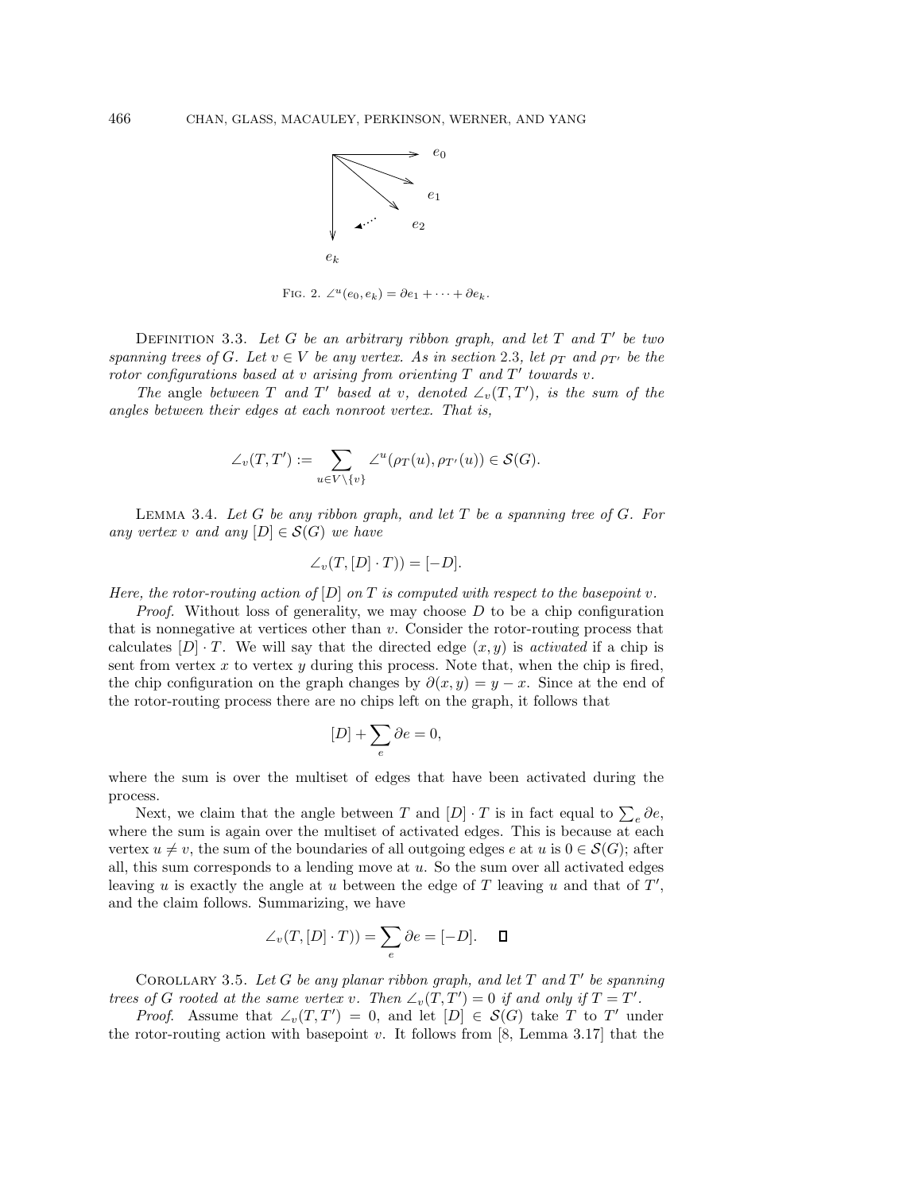FIG. 2. $\angle^u(e_0, e_k) = \partial e_1 + \cdots + \partial e_k$.

DEFINITION 3.3. *Let $G$ be an arbitrary ribbon graph, and let $T$ and $T'$ be two spanning trees of $G$. Let $v \in V$ be any vertex. As in section 2.3, let $\rho_T$ and $\rho_{T'}$ be the rotor configurations based at $v$ arising from orienting $T$ and $T'$ towards $v$.*

*The* angle between $T$ and $T'$ based at $v$, *denoted $\angle_v(T, T')$, is the sum of the angles between their edges at each nonroot vertex. That is,*

$$\angle_v(T, T') := \sum_{u \in V \setminus \{v\}} \angle^u(\rho_T(u), \rho_{T'}(u)) \in \mathcal{S}(G).$$

LEMMA 3.4. *Let $G$ be any ribbon graph, and let $T$ be a spanning tree of $G$. For any vertex $v$ and any $[D] \in \mathcal{S}(G)$ we have*

$$\angle_v(T, [D] \cdot T)) = [-D].$$

*Here, the rotor-routing action of $[D]$ on $T$ is computed with respect to the basepoint $v$.*

*Proof.* Without loss of generality, we may choose $D$ to be a chip configuration that is nonnegative at vertices other than $v$. Consider the rotor-routing process that calculates $[D] \cdot T$. We will say that the directed edge $(x, y)$ is *activated* if a chip is sent from vertex $x$ to vertex $y$ during this process. Note that, when the chip is fired, the chip configuration on the graph changes by $\partial(x, y) = y - x$. Since at the end of the rotor-routing process there are no chips left on the graph, it follows that

$$[D] + \sum_e \partial e = 0,$$

where the sum is over the multiset of edges that have been activated during the process.

Next, we claim that the angle between $T$ and $[D] \cdot T$ is in fact equal to $\sum_e \partial e$, where the sum is again over the multiset of activated edges. This is because at each vertex $u \neq v$, the sum of the boundaries of all outgoing edges $e$ at $u$ is $0 \in \mathcal{S}(G)$; after all, this sum corresponds to a lending move at $u$. So the sum over all activated edges leaving $u$ is exactly the angle at $u$ between the edge of $T$ leaving $u$ and that of $T'$, and the claim follows. Summarizing, we have

$$\angle_v(T, [D] \cdot T)) = \sum_e \partial e = [-D]. \qquad \square$$

COROLLARY 3.5. *Let $G$ be any planar ribbon graph, and let $T$ and $T'$ be spanning trees of $G$ rooted at the same vertex $v$. Then $\angle_v(T, T') = 0$ if and only if $T = T'$.*

*Proof.* Assume that $\angle_v(T, T') = 0$, and let $[D] \in \mathcal{S}(G)$ take $T$ to $T'$ under the rotor-routing action with basepoint $v$. It follows from [8, Lemma 3.17] that the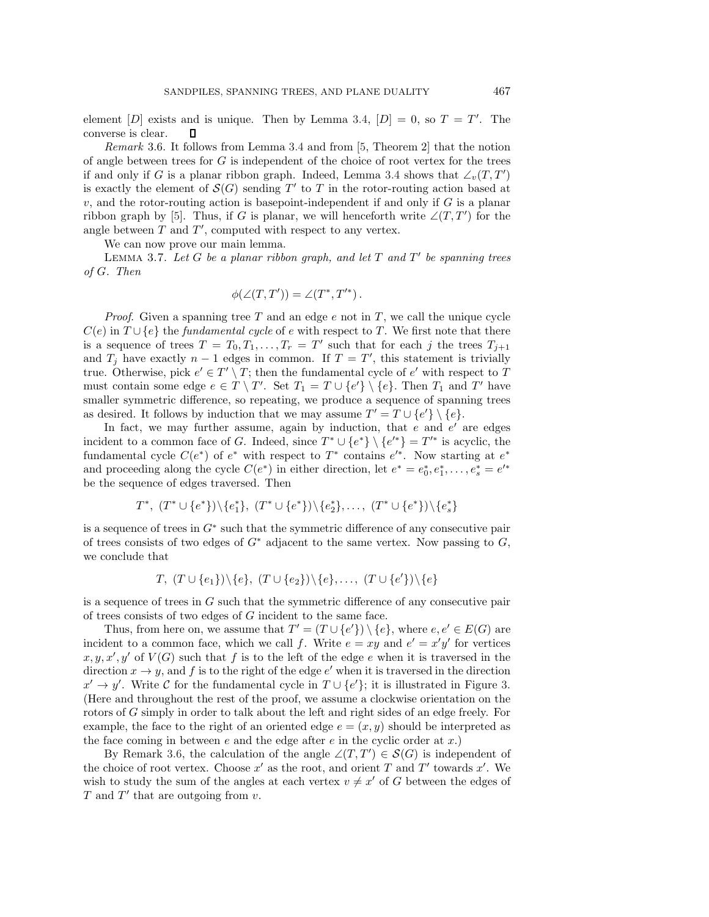element $[D]$ exists and is unique. Then by Lemma 3.4, $[D] = 0$, so $T = T'$. The converse is clear. $\square$

*Remark* 3.6. It follows from Lemma 3.4 and from [5, Theorem 2] that the notion of angle between trees for $G$ is independent of the choice of root vertex for the trees if and only if $G$ is a planar ribbon graph. Indeed, Lemma 3.4 shows that $\angle_v(T, T')$ is exactly the element of $\mathcal{S}(G)$ sending $T'$ to $T$ in the rotor-routing action based at $v$, and the rotor-routing action is basepoint-independent if and only if $G$ is a planar ribbon graph by [5]. Thus, if $G$ is planar, we will henceforth write $\angle(T, T')$ for the angle between $T$ and $T'$, computed with respect to any vertex.

We can now prove our main lemma.

LEMMA 3.7. *Let $G$ be a planar ribbon graph, and let $T$ and $T'$ be spanning trees of $G$. Then*

$$\phi(\angle(T, T')) = \angle(T^*, T'^*) \,.$$

*Proof*. Given a spanning tree $T$ and an edge $e$ not in $T$, we call the unique cycle $C(e)$ in $T \cup \{e\}$ the *fundamental cycle* of $e$ with respect to $T$. We first note that there is a sequence of trees $T = T_0, T_1, \ldots, T_r = T'$ such that for each $j$ the trees $T_{j+1}$ and $T_j$ have exactly $n-1$ edges in common. If $T = T'$, this statement is trivially true. Otherwise, pick $e' \in T' \setminus T$; then the fundamental cycle of $e'$ with respect to $T$ must contain some edge $e \in T \setminus T'$. Set $T_1 = T \cup \{e'\} \setminus \{e\}$. Then $T_1$ and $T'$ have smaller symmetric difference, so repeating, we produce a sequence of spanning trees as desired. It follows by induction that we may assume $T' = T \cup \{e'\} \setminus \{e\}$.

In fact, we may further assume, again by induction, that $e$ and $e'$ are edges incident to a common face of $G$. Indeed, since $T^* \cup \{e^*\} \setminus \{e'^*\} = T'^*$ is acyclic, the fundamental cycle $C(e^*)$ of $e^*$ with respect to $T^*$ contains $e'^*$. Now starting at $e^*$ and proceeding along the cycle $C(e^*)$ in either direction, let $e^* = e_0^*, e_1^*, \ldots, e_s^* = e'^*$ be the sequence of edges traversed. Then

$$T^*,\ (T^* \cup \{e^*\}) \setminus \{e_1^*\},\ (T^* \cup \{e^*\}) \setminus \{e_2^*\}, \ldots,\ (T^* \cup \{e^*\}) \setminus \{e_s^*\}$$

is a sequence of trees in $G^*$ such that the symmetric difference of any consecutive pair of trees consists of two edges of $G^*$ adjacent to the same vertex. Now passing to $G$, we conclude that

$$T,\ (T \cup \{e_1\}) \setminus \{e\},\ (T \cup \{e_2\}) \setminus \{e\}, \ldots,\ (T \cup \{e'\}) \setminus \{e\}$$

is a sequence of trees in $G$ such that the symmetric difference of any consecutive pair of trees consists of two edges of $G$ incident to the same face.

Thus, from here on, we assume that $T' = (T \cup \{e'\}) \setminus \{e\}$, where $e, e' \in E(G)$ are incident to a common face, which we call $f$. Write $e = xy$ and $e' = x'y'$ for vertices $x, y, x', y'$ of $V(G)$ such that $f$ is to the left of the edge $e$ when it is traversed in the direction $x \to y$, and $f$ is to the right of the edge $e'$ when it is traversed in the direction $x' \to y'$. Write $\mathcal{C}$ for the fundamental cycle in $T \cup \{e'\}$; it is illustrated in Figure 3. (Here and throughout the rest of the proof, we assume a clockwise orientation on the rotors of $G$ simply in order to talk about the left and right sides of an edge freely. For example, the face to the right of an oriented edge $e = (x, y)$ should be interpreted as the face coming in between $e$ and the edge after $e$ in the cyclic order at $x$.)

By Remark 3.6, the calculation of the angle $\angle(T, T') \in \mathcal{S}(G)$ is independent of the choice of root vertex. Choose $x'$ as the root, and orient $T$ and $T'$ towards $x'$. We wish to study the sum of the angles at each vertex $v \neq x'$ of $G$ between the edges of $T$ and $T'$ that are outgoing from $v$.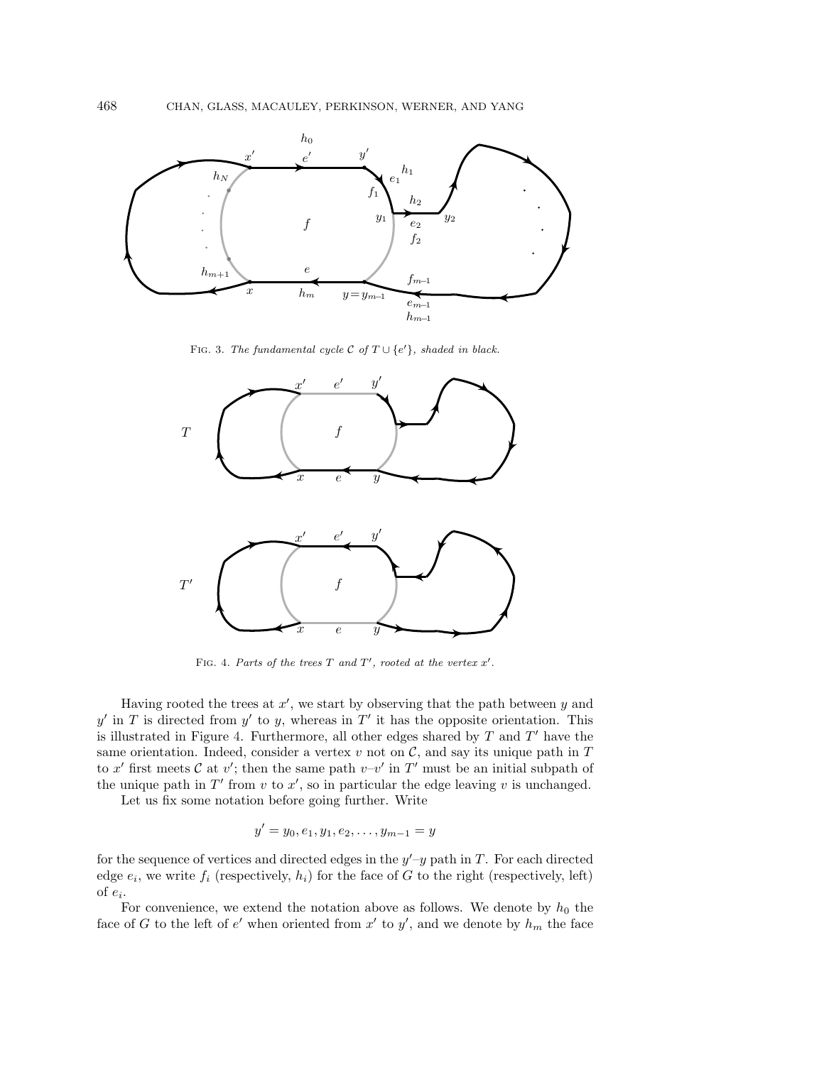FIG. 3. *The fundamental cycle $\mathcal{C}$ of $T \cup \{e'\}$, shaded in black.*

FIG. 4. *Parts of the trees $T$ and $T'$, rooted at the vertex $x'$.*

Having rooted the trees at $x'$, we start by observing that the path between $y$ and $y'$ in $T$ is directed from $y'$ to $y$, whereas in $T'$ it has the opposite orientation. This is illustrated in Figure 4. Furthermore, all other edges shared by $T$ and $T'$ have the same orientation. Indeed, consider a vertex $v$ not on $\mathcal{C}$, and say its unique path in $T$ to $x'$ first meets $\mathcal{C}$ at $v'$; then the same path $v$–$v'$ in $T'$ must be an initial subpath of the unique path in $T'$ from $v$ to $x'$, so in particular the edge leaving $v$ is unchanged.

Let us fix some notation before going further. Write

$$y' = y_0, e_1, y_1, e_2, \ldots, y_{m-1} = y$$

for the sequence of vertices and directed edges in the $y'$–$y$ path in $T$. For each directed edge $e_i$, we write $f_i$ (respectively, $h_i$) for the face of $G$ to the right (respectively, left) of $e_i$.

For convenience, we extend the notation above as follows. We denote by $h_0$ the face of $G$ to the left of $e'$ when oriented from $x'$ to $y'$, and we denote by $h_m$ the face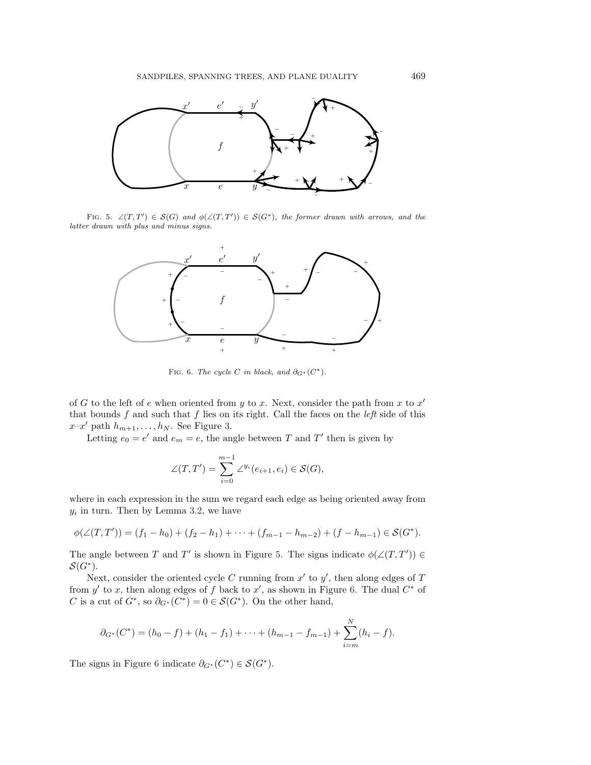FIG. 5. $\angle(T,T') \in \mathcal{S}(G)$ and $\phi(\angle(T,T')) \in \mathcal{S}(G^*)$, the former drawn with arrows, and the latter drawn with plus and minus signs.

FIG. 6. The cycle $C$ in black, and $\partial_{G^*}(C^*)$.

of $G$ to the left of $e$ when oriented from $y$ to $x$. Next, consider the path from $x$ to $x'$ that bounds $f$ and such that $f$ lies on its right. Call the faces on the *left* side of this $x$–$x'$ path $h_{m+1},\ldots,h_N$. See Figure 3.

Letting $e_0 = e'$ and $e_m = e$, the angle between $T$ and $T'$ then is given by

$$\angle(T,T') = \sum_{i=0}^{m-1} \angle^{y_i}(e_{i+1}, e_i) \in \mathcal{S}(G),$$

where in each expression in the sum we regard each edge as being oriented away from $y_i$ in turn. Then by Lemma 3.2, we have

$$\phi(\angle(T,T')) = (f_1 - h_0) + (f_2 - h_1) + \cdots + (f_{m-1} - h_{m-2}) + (f - h_{m-1}) \in \mathcal{S}(G^*).$$

The angle between $T$ and $T'$ is shown in Figure 5. The signs indicate $\phi(\angle(T,T')) \in \mathcal{S}(G^*)$.

Next, consider the oriented cycle $C$ running from $x'$ to $y'$, then along edges of $T$ from $y'$ to $x$, then along edges of $f$ back to $x'$, as shown in Figure 6. The dual $C^*$ of $C$ is a cut of $G^*$, so $\partial_{G^*}(C^*) = 0 \in \mathcal{S}(G^*)$. On the other hand,

$$\partial_{G^*}(C^*) = (h_0 - f) + (h_1 - f_1) + \cdots + (h_{m-1} - f_{m-1}) + \sum_{i=m}^{N} (h_i - f).$$

The signs in Figure 6 indicate $\partial_{G^*}(C^*) \in \mathcal{S}(G^*)$.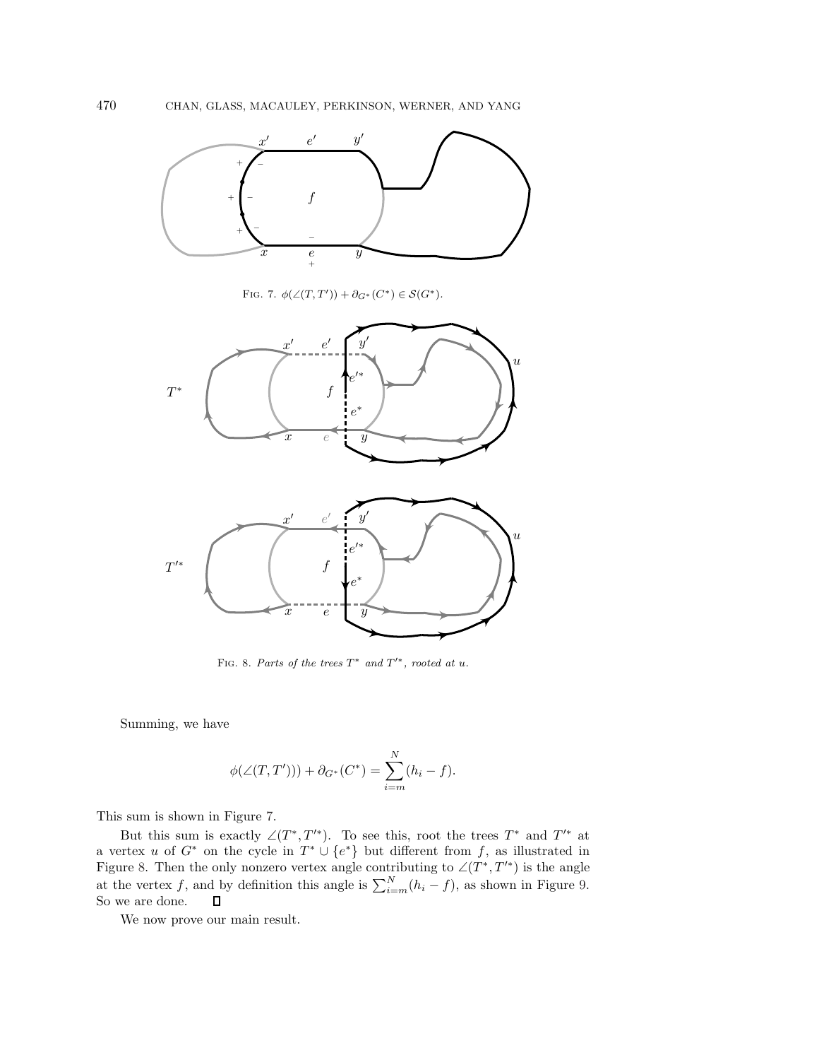FIG. 7. $\phi(\angle(T, T')) + \partial_{G^*}(C^*) \in \mathcal{S}(G^*)$.

FIG. 8. *Parts of the trees $T^*$ and $T'^*$, rooted at $u$.*

Summing, we have

$$\phi(\angle(T, T'))) + \partial_{G^*}(C^*) = \sum_{i=m}^{N} (h_i - f).$$

This sum is shown in Figure 7.

But this sum is exactly $\angle(T^*, T'^*)$. To see this, root the trees $T^*$ and $T'^*$ at a vertex $u$ of $G^*$ on the cycle in $T^* \cup \{e^*\}$ but different from $f$, as illustrated in Figure 8. Then the only nonzero vertex angle contributing to $\angle(T^*, T'^*)$ is the angle at the vertex $f$, and by definition this angle is $\sum_{i=m}^{N}(h_i - f)$, as shown in Figure 9. So we are done. $\square$

We now prove our main result.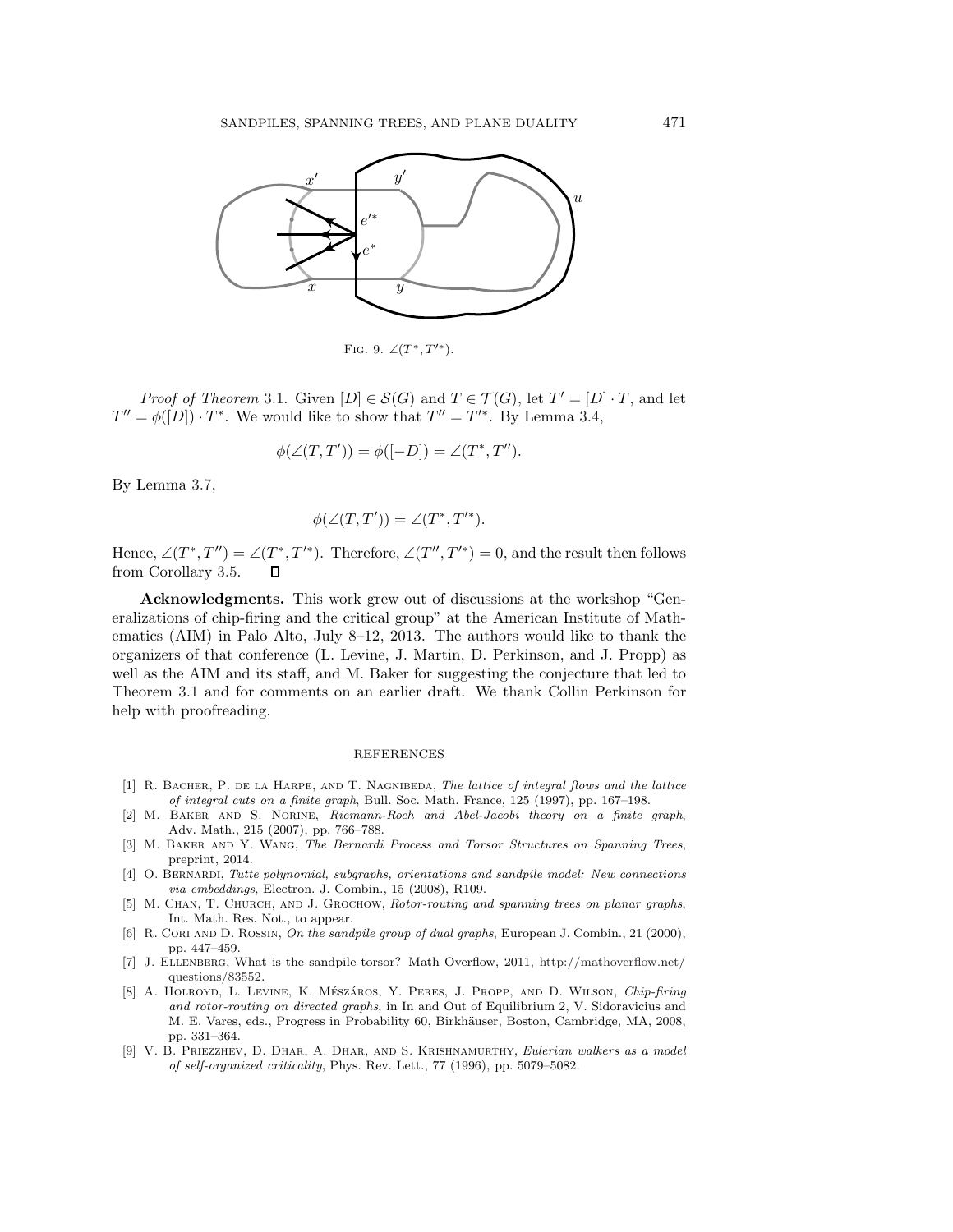Fig. 9. $\angle(T^*, T'^*)$.

*Proof of Theorem* 3.1. Given $[D] \in \mathcal{S}(G)$ and $T \in \mathcal{T}(G)$, let $T' = [D] \cdot T$, and let $T'' = \phi([D]) \cdot T^*$. We would like to show that $T'' = T'^*$. By Lemma 3.4,

$$\phi(\angle(T, T')) = \phi([-D]) = \angle(T^*, T'').$$

By Lemma 3.7,

$$\phi(\angle(T, T')) = \angle(T^*, T'^*).$$

Hence, $\angle(T^*, T'') = \angle(T^*, T'^*)$. Therefore, $\angle(T'', T'^*) = 0$, and the result then follows from Corollary 3.5. $\square$

**Acknowledgments.** This work grew out of discussions at the workshop "Generalizations of chip-firing and the critical group" at the American Institute of Mathematics (AIM) in Palo Alto, July 8–12, 2013. The authors would like to thank the organizers of that conference (L. Levine, J. Martin, D. Perkinson, and J. Propp) as well as the AIM and its staff, and M. Baker for suggesting the conjecture that led to Theorem 3.1 and for comments on an earlier draft. We thank Collin Perkinson for help with proofreading.

## REFERENCES

[1] R. Bacher, P. de la Harpe, and T. Nagnibeda, *The lattice of integral flows and the lattice of integral cuts on a finite graph*, Bull. Soc. Math. France, 125 (1997), pp. 167–198.

[2] M. Baker and S. Norine, *Riemann-Roch and Abel-Jacobi theory on a finite graph*, Adv. Math., 215 (2007), pp. 766–788.

[3] M. Baker and Y. Wang, *The Bernardi Process and Torsor Structures on Spanning Trees*, preprint, 2014.

[4] O. Bernardi, *Tutte polynomial, subgraphs, orientations and sandpile model: New connections via embeddings*, Electron. J. Combin., 15 (2008), R109.

[5] M. Chan, T. Church, and J. Grochow, *Rotor-routing and spanning trees on planar graphs*, Int. Math. Res. Not., to appear.

[6] R. Cori and D. Rossin, *On the sandpile group of dual graphs*, European J. Combin., 21 (2000), pp. 447–459.

[7] J. Ellenberg, What is the sandpile torsor? Math Overflow, 2011, http://mathoverflow.net/questions/83552.

[8] A. Holroyd, L. Levine, K. Mészáros, Y. Peres, J. Propp, and D. Wilson, *Chip-firing and rotor-routing on directed graphs*, in In and Out of Equilibrium 2, V. Sidoravicius and M. E. Vares, eds., Progress in Probability 60, Birkhäuser, Boston, Cambridge, MA, 2008, pp. 331–364.

[9] V. B. Priezzhev, D. Dhar, A. Dhar, and S. Krishnamurthy, *Eulerian walkers as a model of self-organized criticality*, Phys. Rev. Lett., 77 (1996), pp. 5079–5082.